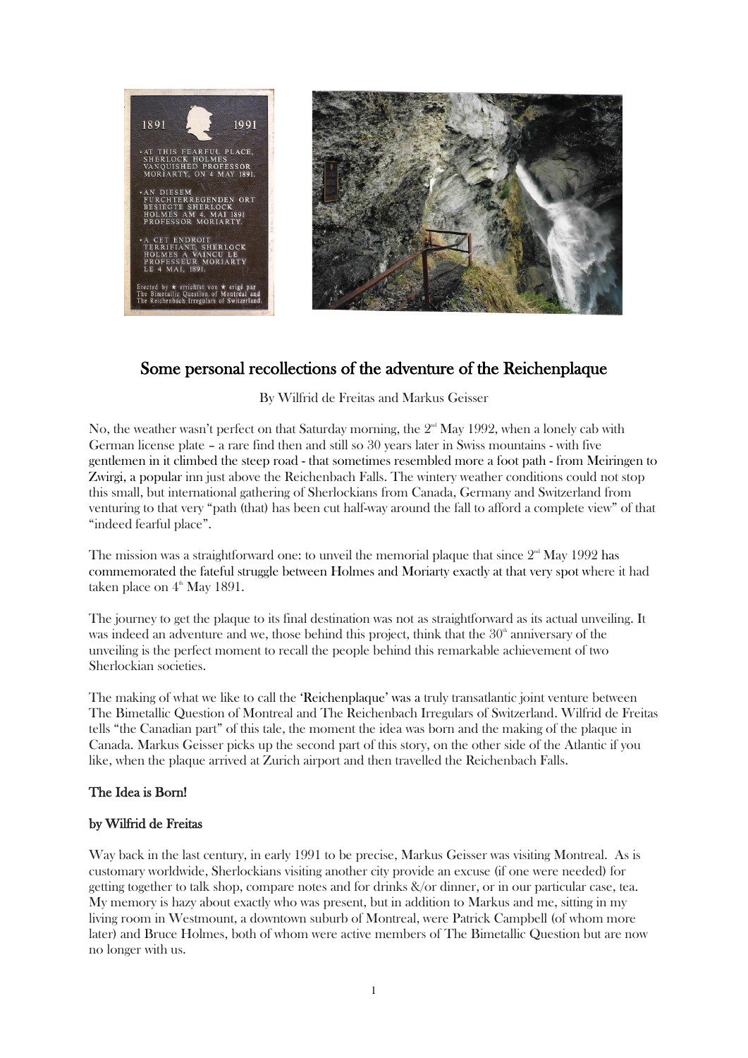# Some personal recollections of the adventure of the Reichenplaque

By Wilfrid de Freitas and Markus Geisser

No, the weather wasn't perfect on that Saturday morning, the 2[nd] May 1992, when a lonely cab with German license plate – a rare find then and still so 30 years later in Swiss mountains - with five gentlemen in it climbed the steep road - that sometimes resembled more a foot path - from Meiringen to Zwirgi, a popular inn just above the Reichenbach Falls. The wintery weather conditions could not stop this small, but international gathering of Sherlockians from Canada, Germany and Switzerland from venturing to that very "path (that) has been cut half-way around the fall to afford a complete view" of that "indeed fearful place".

The mission was a straightforward one: to unveil the memorial plaque that since 2[nd] May 1992 has commemorated the fateful struggle between Holmes and Moriarty exactly at that very spot where it had taken place on 4[th] May 1891.

The journey to get the plaque to its final destination was not as straightforward as its actual unveiling. It was indeed an adventure and we, those behind this project, think that the 30[th] anniversary of the unveiling is the perfect moment to recall the people behind this remarkable achievement of two Sherlockian societies.

The making of what we like to call the 'Reichenplaque' was a truly transatlantic joint venture between The Bimetallic Question of Montreal and The Reichenbach Irregulars of Switzerland. Wilfrid de Freitas tells "the Canadian part" of this tale, the moment the idea was born and the making of the plaque in Canada. Markus Geisser picks up the second part of this story, on the other side of the Atlantic if you like, when the plaque arrived at Zurich airport and then travelled the Reichenbach Falls.

## The Idea is Born!

### by Wilfrid de Freitas

Way back in the last century, in early 1991 to be precise, Markus Geisser was visiting Montreal. As is customary worldwide, Sherlockians visiting another city provide an excuse (if one were needed) for getting together to talk shop, compare notes and for drinks &/or dinner, or in our particular case, tea. My memory is hazy about exactly who was present, but in addition to Markus and me, sitting in my living room in Westmount, a downtown suburb of Montreal, were Patrick Campbell (of whom more later) and Bruce Holmes, both of whom were active members of The Bimetallic Question but are now no longer with us.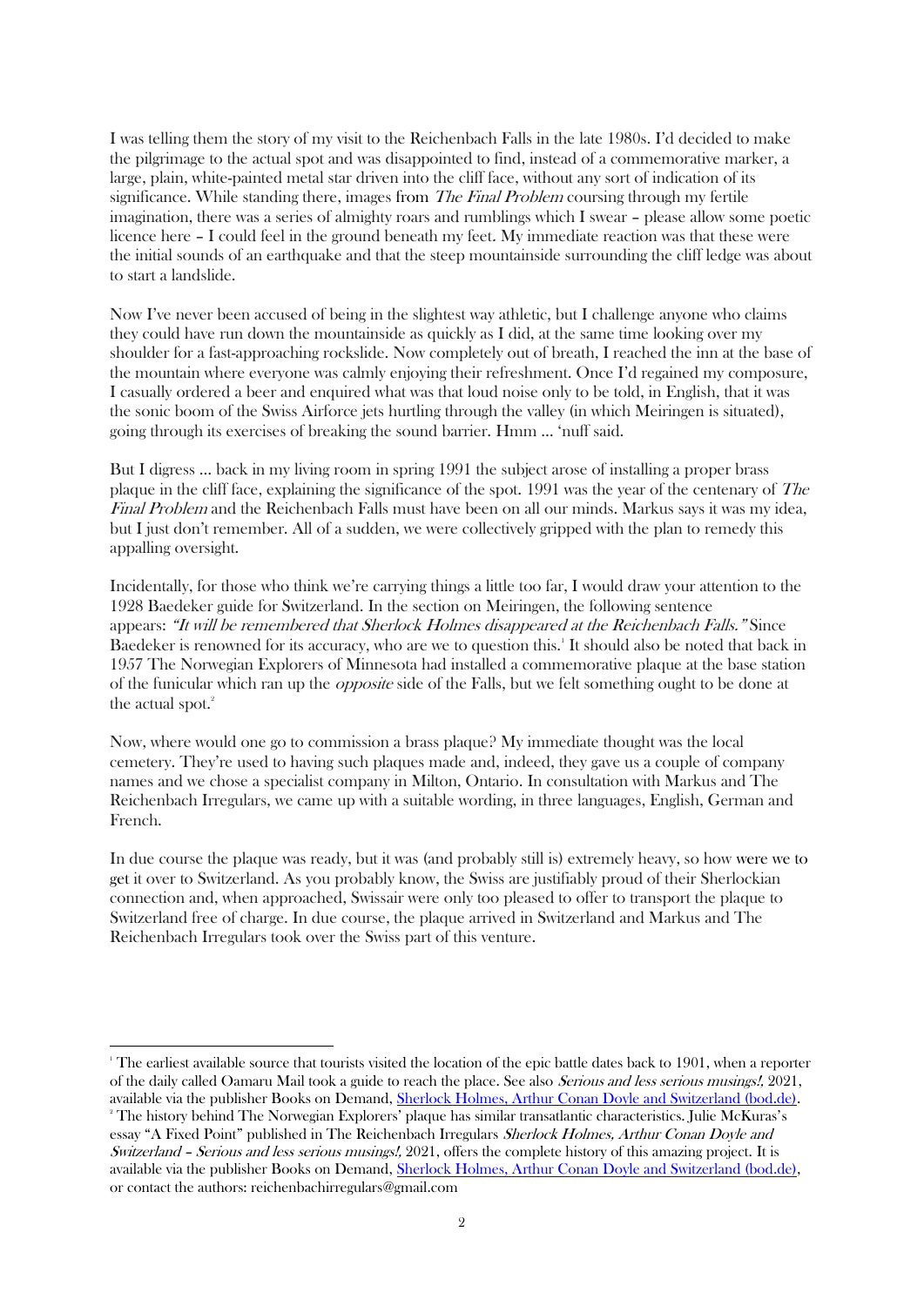I was telling them the story of my visit to the Reichenbach Falls in the late 1980s. I'd decided to make the pilgrimage to the actual spot and was disappointed to find, instead of a commemorative marker, a large, plain, white-painted metal star driven into the cliff face, without any sort of indication of its significance. While standing there, images from *The Final Problem* coursing through my fertile imagination, there was a series of almighty roars and rumblings which I swear – please allow some poetic licence here – I could feel in the ground beneath my feet. My immediate reaction was that these were the initial sounds of an earthquake and that the steep mountainside surrounding the cliff ledge was about to start a landslide.

Now I've never been accused of being in the slightest way athletic, but I challenge anyone who claims they could have run down the mountainside as quickly as I did, at the same time looking over my shoulder for a fast-approaching rockslide. Now completely out of breath, I reached the inn at the base of the mountain where everyone was calmly enjoying their refreshment. Once I'd regained my composure, I casually ordered a beer and enquired what was that loud noise only to be told, in English, that it was the sonic boom of the Swiss Airforce jets hurtling through the valley (in which Meiringen is situated), going through its exercises of breaking the sound barrier. Hmm … 'nuff said.

But I digress … back in my living room in spring 1991 the subject arose of installing a proper brass plaque in the cliff face, explaining the significance of the spot. 1991 was the year of the centenary of *The Final Problem* and the Reichenbach Falls must have been on all our minds. Markus says it was my idea, but I just don't remember. All of a sudden, we were collectively gripped with the plan to remedy this appalling oversight.

Incidentally, for those who think we're carrying things a little too far, I would draw your attention to the 1928 Baedeker guide for Switzerland. In the section on Meiringen, the following sentence appears: *"It will be remembered that Sherlock Holmes disappeared at the Reichenbach Falls."* Since Baedeker is renowned for its accuracy, who are we to question this.[1] It should also be noted that back in 1957 The Norwegian Explorers of Minnesota had installed a commemorative plaque at the base station of the funicular which ran up the *opposite* side of the Falls, but we felt something ought to be done at the actual spot.[2]

Now, where would one go to commission a brass plaque? My immediate thought was the local cemetery. They're used to having such plaques made and, indeed, they gave us a couple of company names and we chose a specialist company in Milton, Ontario. In consultation with Markus and The Reichenbach Irregulars, we came up with a suitable wording, in three languages, English, German and French.

In due course the plaque was ready, but it was (and probably still is) extremely heavy, so how were we to get it over to Switzerland. As you probably know, the Swiss are justifiably proud of their Sherlockian connection and, when approached, Swissair were only too pleased to offer to transport the plaque to Switzerland free of charge. In due course, the plaque arrived in Switzerland and Markus and The Reichenbach Irregulars took over the Swiss part of this venture.

---

[1] The earliest available source that tourists visited the location of the epic battle dates back to 1901, when a reporter of the daily called Oamaru Mail took a guide to reach the place. See also *Serious and less serious musings!,* 2021, available via the publisher Books on Demand, [Sherlock Holmes, Arthur Conan Doyle and Switzerland (bod.de)](Sherlock Holmes, Arthur Conan Doyle and Switzerland (bod.de)).

[2] The history behind The Norwegian Explorers' plaque has similar transatlantic characteristics. Julie McKuras's essay "A Fixed Point" published in The Reichenbach Irregulars *Sherlock Holmes, Arthur Conan Doyle and Switzerland – Serious and less serious musings!,* 2021, offers the complete history of this amazing project. It is available via the publisher Books on Demand, Sherlock Holmes, Arthur Conan Doyle and Switzerland (bod.de), or contact the authors: reichenbachirregulars@gmail.com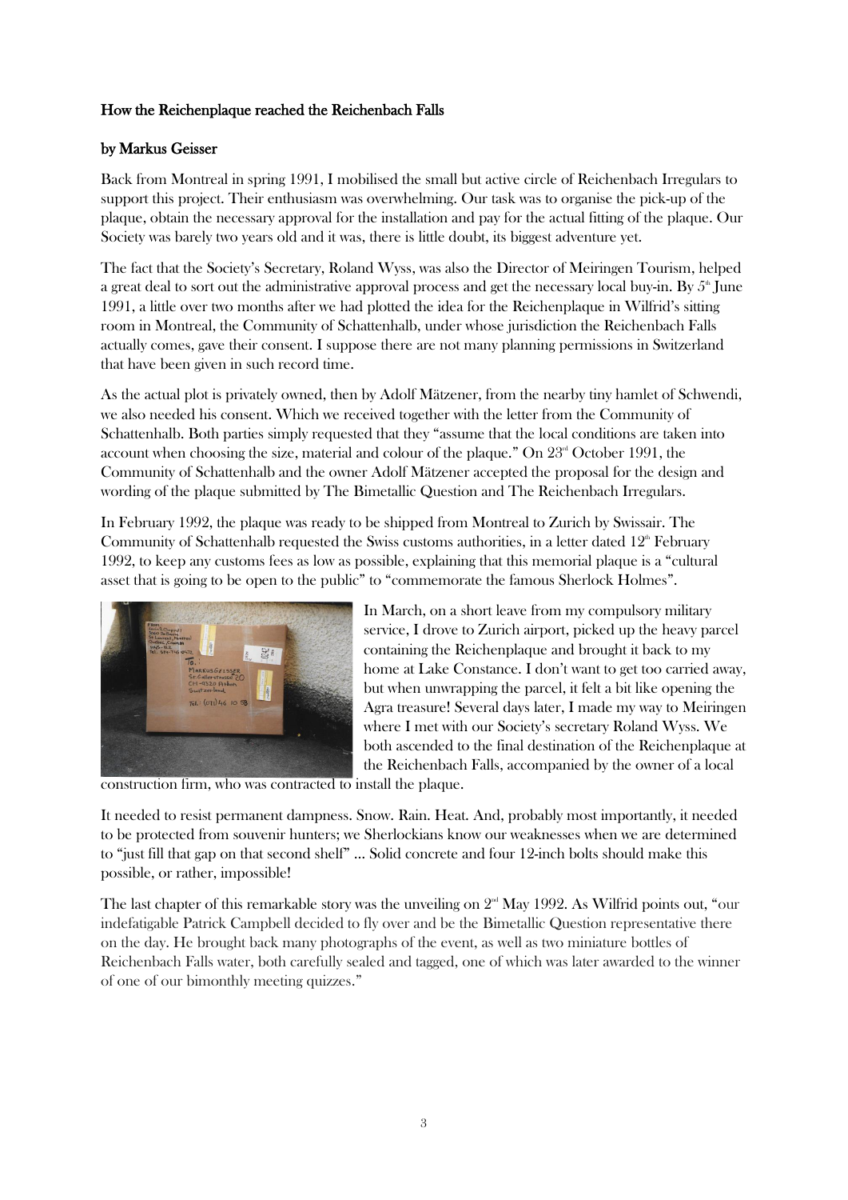**How the Reichenplaque reached the Reichenbach Falls**

**by Markus Geisser**

Back from Montreal in spring 1991, I mobilised the small but active circle of Reichenbach Irregulars to support this project. Their enthusiasm was overwhelming. Our task was to organise the pick-up of the plaque, obtain the necessary approval for the installation and pay for the actual fitting of the plaque. Our Society was barely two years old and it was, there is little doubt, its biggest adventure yet.

The fact that the Society's Secretary, Roland Wyss, was also the Director of Meiringen Tourism, helped a great deal to sort out the administrative approval process and get the necessary local buy-in. By 5th June 1991, a little over two months after we had plotted the idea for the Reichenplaque in Wilfrid's sitting room in Montreal, the Community of Schattenhalb, under whose jurisdiction the Reichenbach Falls actually comes, gave their consent. I suppose there are not many planning permissions in Switzerland that have been given in such record time.

As the actual plot is privately owned, then by Adolf Mätzener, from the nearby tiny hamlet of Schwendi, we also needed his consent. Which we received together with the letter from the Community of Schattenhalb. Both parties simply requested that they "assume that the local conditions are taken into account when choosing the size, material and colour of the plaque." On 23rd October 1991, the Community of Schattenhalb and the owner Adolf Mätzener accepted the proposal for the design and wording of the plaque submitted by The Bimetallic Question and The Reichenbach Irregulars.

In February 1992, the plaque was ready to be shipped from Montreal to Zurich by Swissair. The Community of Schattenhalb requested the Swiss customs authorities, in a letter dated 12th February 1992, to keep any customs fees as low as possible, explaining that this memorial plaque is a "cultural asset that is going to be open to the public" to "commemorate the famous Sherlock Holmes".

In March, on a short leave from my compulsory military service, I drove to Zurich airport, picked up the heavy parcel containing the Reichenplaque and brought it back to my home at Lake Constance. I don't want to get too carried away, but when unwrapping the parcel, it felt a bit like opening the Agra treasure! Several days later, I made my way to Meiringen where I met with our Society's secretary Roland Wyss. We both ascended to the final destination of the Reichenplaque at the Reichenbach Falls, accompanied by the owner of a local construction firm, who was contracted to install the plaque.

It needed to resist permanent dampness. Snow. Rain. Heat. And, probably most importantly, it needed to be protected from souvenir hunters; we Sherlockians know our weaknesses when we are determined to "just fill that gap on that second shelf" ... Solid concrete and four 12-inch bolts should make this possible, or rather, impossible!

The last chapter of this remarkable story was the unveiling on 2nd May 1992. As Wilfrid points out, "our indefatigable Patrick Campbell decided to fly over and be the Bimetallic Question representative there on the day. He brought back many photographs of the event, as well as two miniature bottles of Reichenbach Falls water, both carefully sealed and tagged, one of which was later awarded to the winner of one of our bimonthly meeting quizzes."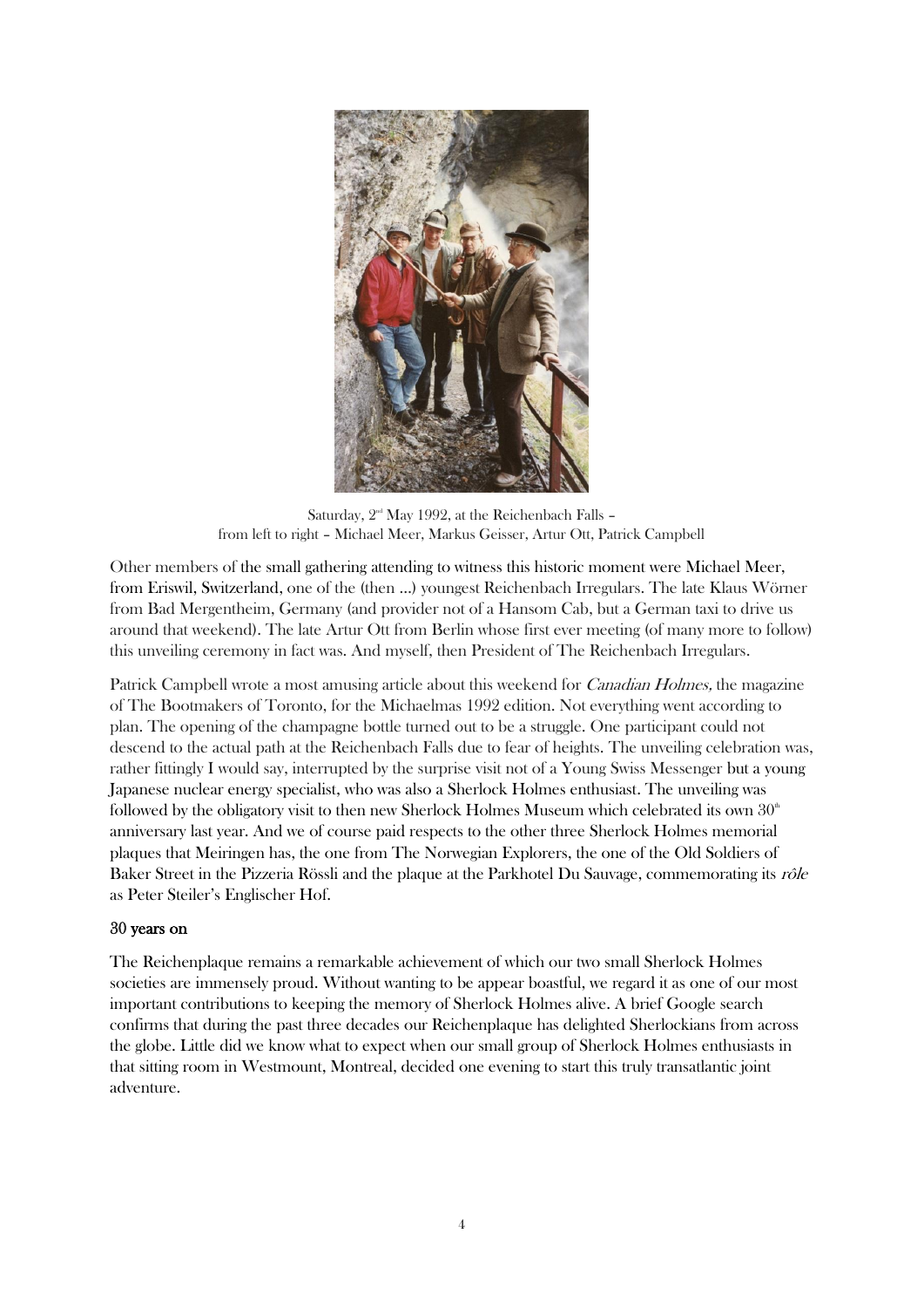Saturday, 2nd May 1992, at the Reichenbach Falls –
from left to right – Michael Meer, Markus Geisser, Artur Ott, Patrick Campbell

Other members of the small gathering attending to witness this historic moment were Michael Meer, from Eriswil, Switzerland, one of the (then ...) youngest Reichenbach Irregulars. The late Klaus Wörner from Bad Mergentheim, Germany (and provider not of a Hansom Cab, but a German taxi to drive us around that weekend). The late Artur Ott from Berlin whose first ever meeting (of many more to follow) this unveiling ceremony in fact was. And myself, then President of The Reichenbach Irregulars.

Patrick Campbell wrote a most amusing article about this weekend for *Canadian Holmes,* the magazine of The Bootmakers of Toronto, for the Michaelmas 1992 edition. Not everything went according to plan. The opening of the champagne bottle turned out to be a struggle. One participant could not descend to the actual path at the Reichenbach Falls due to fear of heights. The unveiling celebration was, rather fittingly I would say, interrupted by the surprise visit not of a Young Swiss Messenger but a young Japanese nuclear energy specialist, who was also a Sherlock Holmes enthusiast. The unveiling was followed by the obligatory visit to then new Sherlock Holmes Museum which celebrated its own 30th anniversary last year. And we of course paid respects to the other three Sherlock Holmes memorial plaques that Meiringen has, the one from The Norwegian Explorers, the one of the Old Soldiers of Baker Street in the Pizzeria Rössli and the plaque at the Parkhotel Du Sauvage, commemorating its *rôle* as Peter Steiler's Englischer Hof.

## 30 years on

The Reichenplaque remains a remarkable achievement of which our two small Sherlock Holmes societies are immensely proud. Without wanting to be appear boastful, we regard it as one of our most important contributions to keeping the memory of Sherlock Holmes alive. A brief Google search confirms that during the past three decades our Reichenplaque has delighted Sherlockians from across the globe. Little did we know what to expect when our small group of Sherlock Holmes enthusiasts in that sitting room in Westmount, Montreal, decided one evening to start this truly transatlantic joint adventure.